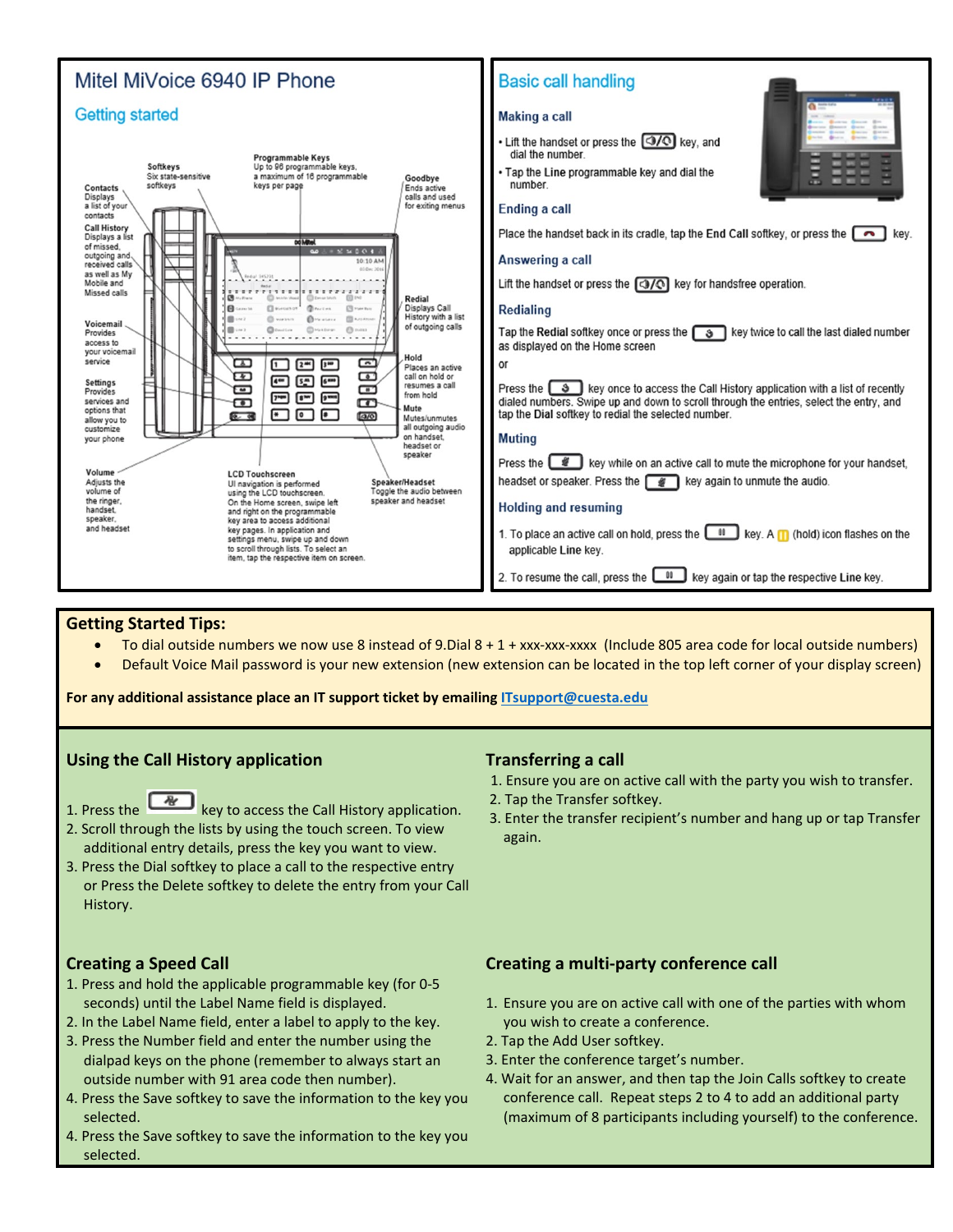# Mitel MiVoice 6940 IP Phone

## Getting started

**Softkeys**
Six state-sensitive softkeys

**Programmable Keys**
Up to 96 programmable keys, a maximum of 16 programmable keys per page

**Goodbye**
Ends active calls and used for exiting menus

**Contacts**
Displays a list of your contacts

**Call History**
Displays a list of missed, outgoing and received calls as well as My Mobile and Missed calls

**Redial**
Displays Call History with a list of outgoing calls

**Voicemail**
Provides access to your voicemail service

**Hold**
Places an active call on hold or resumes a call from hold

**Settings**
Provides services and options that allow you to customize your phone

**Mute**
Mutes/unmutes all outgoing audio on handset, headset or speaker

**Volume**
Adjusts the volume of the ringer, handset, speaker, and headset

**LCD Touchscreen**
UI navigation is performed using the LCD touchscreen. On the Home screen, swipe left and right on the programmable key area to access additional key pages. In application and settings menus, swipe up and down to scroll through lists. To select an item, tap the respective item on screen.

**Speaker/Headset**
Toggle the audio between speaker and headset

## Basic call handling

### Making a call

- Lift the handset or press the [speaker/headset] key, and dial the number.
- Tap the **Line** programmable key and dial the number.

### Ending a call

Place the handset back in its cradle, tap the **End Call** softkey, or press the [goodbye] key.

### Answering a call

Lift the handset or press the [speaker/headset] key for handsfree operation.

### Redialing

Tap the **Redial** softkey once or press the [redial] key twice to call the last dialed number as displayed on the Home screen

or

Press the [redial] key once to access the Call History application with a list of recently dialed numbers. Swipe up and down to scroll through the entries, select the entry, and tap the **Dial** softkey to redial the selected number.

### Muting

Press the [mute] key while on an active call to mute the microphone for your handset, headset or speaker. Press the [mute] key again to unmute the audio.

### Holding and resuming

1. To place an active call on hold, press the [hold] key. A [hold] (hold) icon flashes on the applicable **Line** key.
2. To resume the call, press the [hold] key again or tap the respective **Line** key.

## Getting Started Tips:

- To dial outside numbers we now use 8 instead of 9.Dial 8 + 1 + xxx-xxx-xxxx (Include 805 area code for local outside numbers)
- Default Voice Mail password is your new extension (new extension can be located in the top left corner of your display screen)

**For any additional assistance place an IT support ticket by emailing [ITsupport@cuesta.edu](mailto:ITsupport@cuesta.edu)**

## Using the Call History application

1. Press the [call history] key to access the Call History application.
2. Scroll through the lists by using the touch screen. To view additional entry details, press the key you want to view.
3. Press the Dial softkey to place a call to the respective entry or Press the Delete softkey to delete the entry from your Call History.

## Transferring a call

1. Ensure you are on active call with the party you wish to transfer.
2. Tap the Transfer softkey.
3. Enter the transfer recipient's number and hang up or tap Transfer again.

## Creating a Speed Call

1. Press and hold the applicable programmable key (for 0-5 seconds) until the Label Name field is displayed.
2. In the Label Name field, enter a label to apply to the key.
3. Press the Number field and enter the number using the dialpad keys on the phone (remember to always start an outside number with 91 area code then number).
4. Press the Save softkey to save the information to the key you selected.
4. Press the Save softkey to save the information to the key you selected.

## Creating a multi-party conference call

1. Ensure you are on active call with one of the parties with whom you wish to create a conference.
2. Tap the Add User softkey.
3. Enter the conference target's number.
4. Wait for an answer, and then tap the Join Calls softkey to create conference call. Repeat steps 2 to 4 to add an additional party (maximum of 8 participants including yourself) to the conference.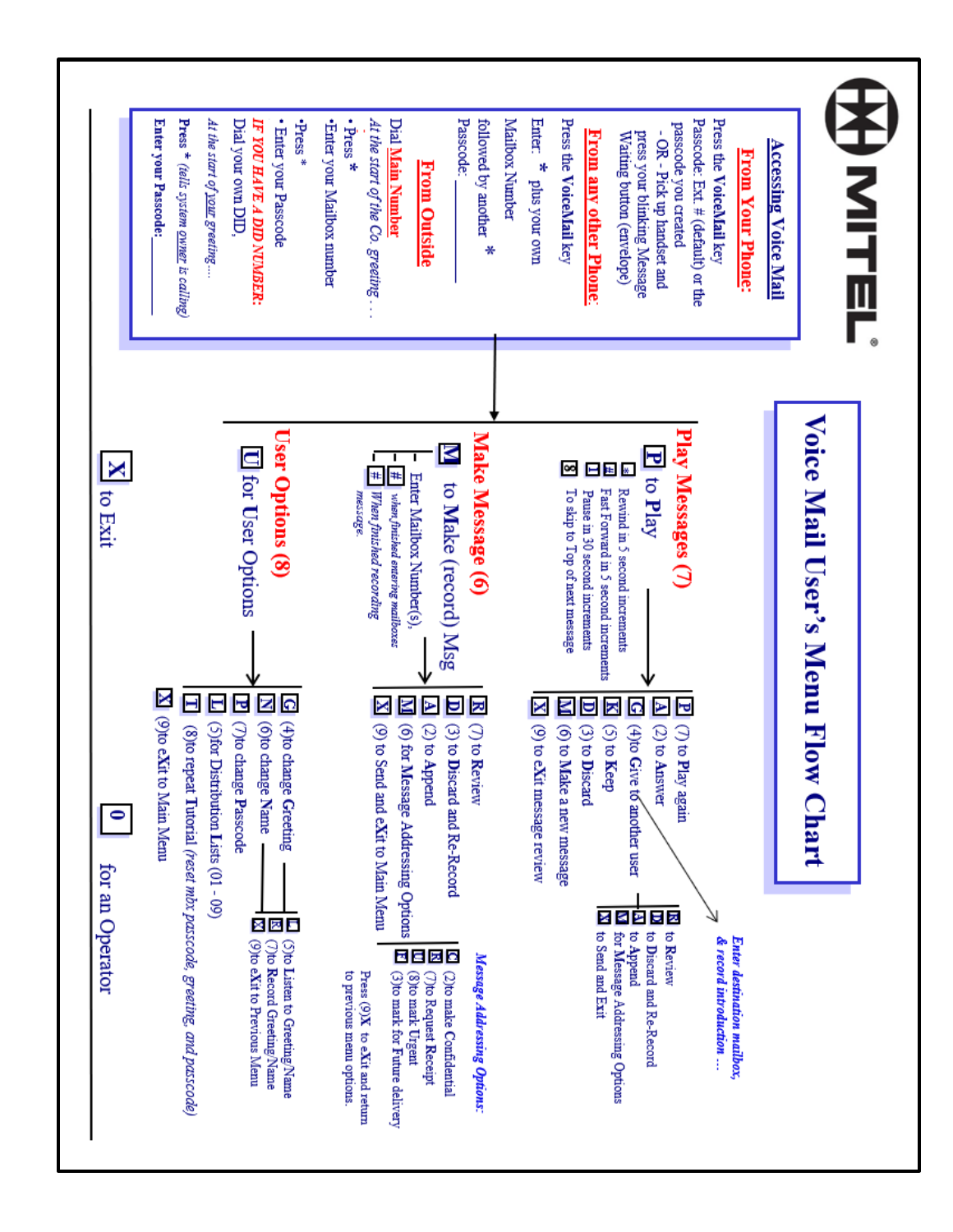MITEL®

# Voice Mail User's Menu Flow Chart

## Accessing Voice Mail

**From Your Phone:**

Press the **VoiceMail** key

Passcode: Ext. # (default) or the passcode you created

- OR - Pick up handset and press your blinking Message Waiting button (envelope)

**From any other Phone:**

Press the **VoiceMail** key

Enter: * plus your own Mailbox Number followed by another *

Passcode: ________

**From Outside**

Dial **Main Number**

*At the start of the Co. greeting . . .*

- Press *
- Enter your Mailbox number
- Press *
- Enter your Passcode

*IF YOU HAVE A DID NUMBER:*

Dial your own DID,

*At the start of your greeting....*

Press * *(tells system owner is calling)*

**Enter your Passcode:** ________

## Play Messages (7)

**P** to Play

- * Rewind in 5 second increments
- # Fast Forward in 5 second increments
- 1 Pause in 30 second increments
- 8 To skip to Top of next message

Options:

- P (7) to Play again
- A (2) to Answer
- G (4) to Give to another user
- K (5) to Keep
- D (3) to Discard
- M (6) to Make a new message
- X (9) to eXit message review

*Enter destination mailbox, & record introduction ...*

- R to Review
- D to Discard and Re-Record
- A to Append
- M for Message Addressing Options
- X to Send and Exit

## Make Message (6)

**M** to Make (record) Msg

- Enter Mailbox Number(s),
- # *when finished entering mailboxes*
- # *When finished recording message.*

Options:

- R (7) to Review
- D (3) to Discard and Re-Record
- A (2) to Append
- M (6) for Message Addressing Options
- X (9) to Send and eXit to Main Menu

*Message Addressing Options:*

- C (2) to make Confidential
- R (7) to Request Receipt
- U (8) to mark Urgent
- F (3) to mark for Future delivery

Press (9)X to eXit and return to previous menu options.

## User Options (8)

**U** for User Options

- G (4) to change Greeting
- N (6) to change Name
- P (7) to change Passcode
- L (5) for Distribution Lists (01 - 09)
- T (8) to repeat Tutorial *(reset mbx passcode, greeting, and passcode)*
- X (9) to eXit to Main Menu

Greeting/Name options:

- L (5) to Listen to Greeting/Name
- R (7) to Record Greeting/Name
- X (9) to eXit to Previous Menu

**X** to Exit

**0** for an Operator